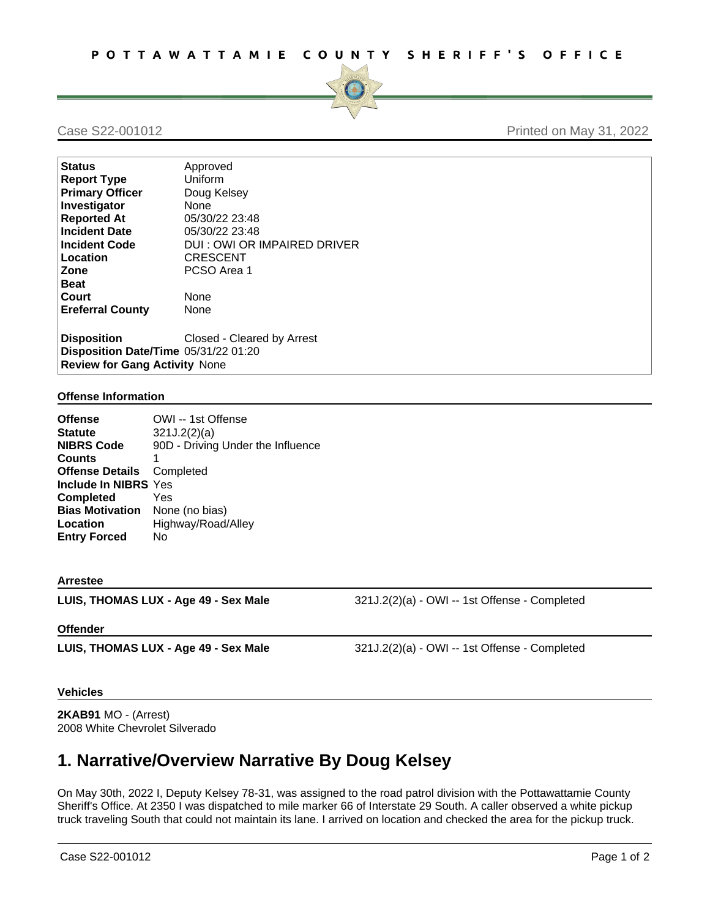**POTTAWATTAMIE COUNTY SHERIFF'S OFFICE**

Case S22-001012 — Printed on May 31, 2022

| | |
|---|---|
| **Status** | Approved |
| **Report Type** | Uniform |
| **Primary Officer** | Doug Kelsey |
| **Investigator** | None |
| **Reported At** | 05/30/22 23:48 |
| **Incident Date** | 05/30/22 23:48 |
| **Incident Code** | DUI : OWI OR IMPAIRED DRIVER |
| **Location** | CRESCENT |
| **Zone** | PCSO Area 1 |
| **Beat** | |
| **Court** | None |
| **Ereferral County** | None |
| **Disposition** | Closed - Cleared by Arrest |
| **Disposition Date/Time** | 05/31/22 01:20 |
| **Review for Gang Activity** | None |

### Offense Information

| | |
|---|---|
| **Offense** | OWI -- 1st Offense |
| **Statute** | 321J.2(2)(a) |
| **NIBRS Code** | 90D - Driving Under the Influence |
| **Counts** | 1 |
| **Offense Details** | Completed |
| **Include In NIBRS** | Yes |
| **Completed** | Yes |
| **Bias Motivation** | None (no bias) |
| **Location** | Highway/Road/Alley |
| **Entry Forced** | No |

### Arrestee

**LUIS, THOMAS LUX - Age 49 - Sex Male** — 321J.2(2)(a) - OWI -- 1st Offense - Completed

### Offender

**LUIS, THOMAS LUX - Age 49 - Sex Male** — 321J.2(2)(a) - OWI -- 1st Offense - Completed

### Vehicles

**2KAB91** MO - (Arrest)
2008 White Chevrolet Silverado

# 1. Narrative/Overview Narrative By Doug Kelsey

On May 30th, 2022 I, Deputy Kelsey 78-31, was assigned to the road patrol division with the Pottawattamie County Sheriff's Office. At 2350 I was dispatched to mile marker 66 of Interstate 29 South. A caller observed a white pickup truck traveling South that could not maintain its lane. I arrived on location and checked the area for the pickup truck.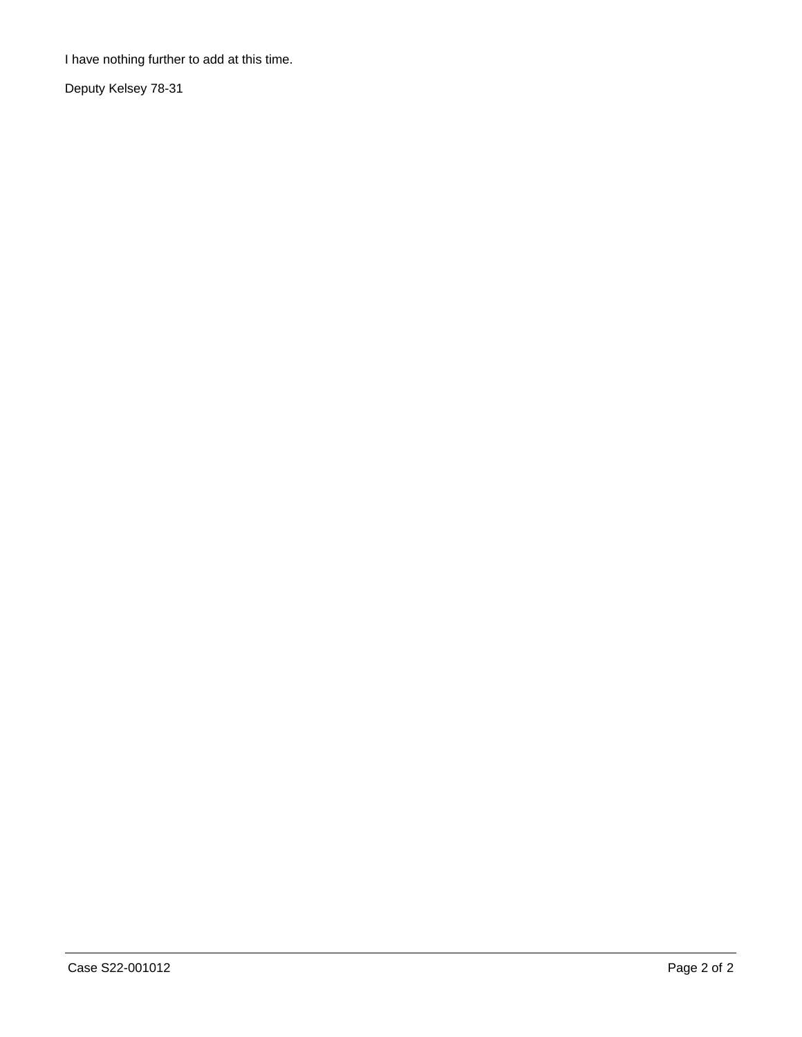I have nothing further to add at this time.

Deputy Kelsey 78-31